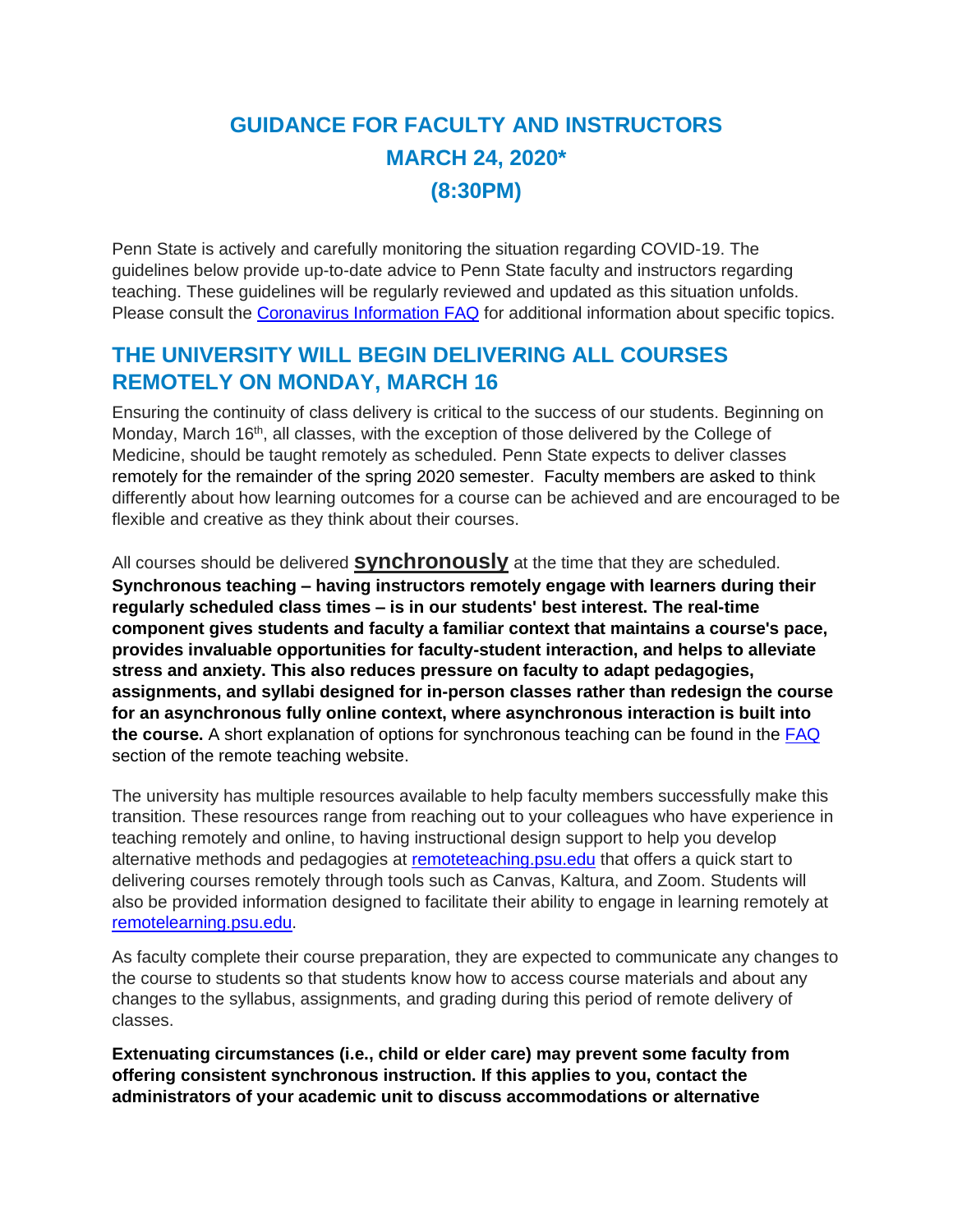# GUIDANCE FOR FACULTY AND INSTRUCTORS
# MARCH 24, 2020*
# (8:30PM)

Penn State is actively and carefully monitoring the situation regarding COVID-19. The guidelines below provide up-to-date advice to Penn State faculty and instructors regarding teaching. These guidelines will be regularly reviewed and updated as this situation unfolds. Please consult the [Coronavirus Information FAQ]() for additional information about specific topics.

## THE UNIVERSITY WILL BEGIN DELIVERING ALL COURSES REMOTELY ON MONDAY, MARCH 16

Ensuring the continuity of class delivery is critical to the success of our students. Beginning on Monday, March 16th, all classes, with the exception of those delivered by the College of Medicine, should be taught remotely as scheduled. Penn State expects to deliver classes remotely for the remainder of the spring 2020 semester. Faculty members are asked to think differently about how learning outcomes for a course can be achieved and are encouraged to be flexible and creative as they think about their courses.

All courses should be delivered **synchronously** at the time that they are scheduled. **Synchronous teaching – having instructors remotely engage with learners during their regularly scheduled class times – is in our students' best interest. The real-time component gives students and faculty a familiar context that maintains a course's pace, provides invaluable opportunities for faculty-student interaction, and helps to alleviate stress and anxiety. This also reduces pressure on faculty to adapt pedagogies, assignments, and syllabi designed for in-person classes rather than redesign the course for an asynchronous fully online context, where asynchronous interaction is built into the course.** A short explanation of options for synchronous teaching can be found in the [FAQ]() section of the remote teaching website.

The university has multiple resources available to help faculty members successfully make this transition. These resources range from reaching out to your colleagues who have experience in teaching remotely and online, to having instructional design support to help you develop alternative methods and pedagogies at [remoteteaching.psu.edu]() that offers a quick start to delivering courses remotely through tools such as Canvas, Kaltura, and Zoom. Students will also be provided information designed to facilitate their ability to engage in learning remotely at [remotelearning.psu.edu]().

As faculty complete their course preparation, they are expected to communicate any changes to the course to students so that students know how to access course materials and about any changes to the syllabus, assignments, and grading during this period of remote delivery of classes.

**Extenuating circumstances (i.e., child or elder care) may prevent some faculty from offering consistent synchronous instruction. If this applies to you, contact the administrators of your academic unit to discuss accommodations or alternative**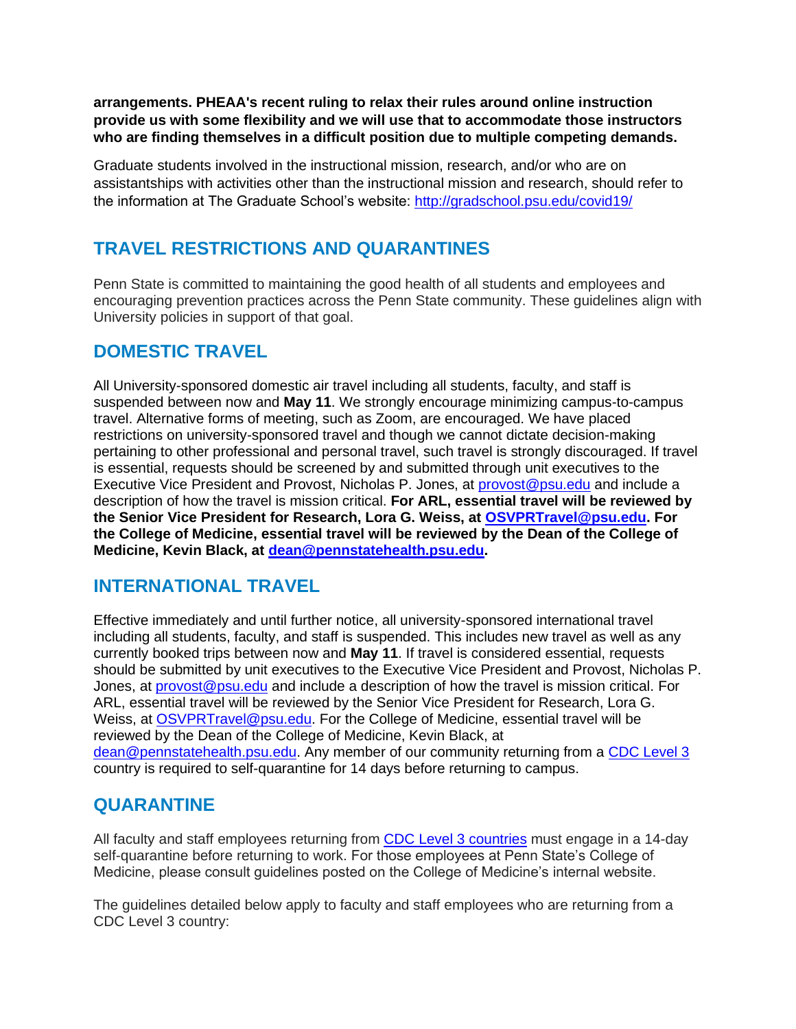**arrangements. PHEAA's recent ruling to relax their rules around online instruction provide us with some flexibility and we will use that to accommodate those instructors who are finding themselves in a difficult position due to multiple competing demands.**

Graduate students involved in the instructional mission, research, and/or who are on assistantships with activities other than the instructional mission and research, should refer to the information at The Graduate School's website: http://gradschool.psu.edu/covid19/

## TRAVEL RESTRICTIONS AND QUARANTINES

Penn State is committed to maintaining the good health of all students and employees and encouraging prevention practices across the Penn State community. These guidelines align with University policies in support of that goal.

## DOMESTIC TRAVEL

All University-sponsored domestic air travel including all students, faculty, and staff is suspended between now and **May 11**. We strongly encourage minimizing campus-to-campus travel. Alternative forms of meeting, such as Zoom, are encouraged. We have placed restrictions on university-sponsored travel and though we cannot dictate decision-making pertaining to other professional and personal travel, such travel is strongly discouraged. If travel is essential, requests should be screened by and submitted through unit executives to the Executive Vice President and Provost, Nicholas P. Jones, at provost@psu.edu and include a description of how the travel is mission critical. **For ARL, essential travel will be reviewed by the Senior Vice President for Research, Lora G. Weiss, at OSVPRTravel@psu.edu. For the College of Medicine, essential travel will be reviewed by the Dean of the College of Medicine, Kevin Black, at dean@pennstatehealth.psu.edu.**

## INTERNATIONAL TRAVEL

Effective immediately and until further notice, all university-sponsored international travel including all students, faculty, and staff is suspended. This includes new travel as well as any currently booked trips between now and **May 11**. If travel is considered essential, requests should be submitted by unit executives to the Executive Vice President and Provost, Nicholas P. Jones, at provost@psu.edu and include a description of how the travel is mission critical. For ARL, essential travel will be reviewed by the Senior Vice President for Research, Lora G. Weiss, at OSVPRTravel@psu.edu. For the College of Medicine, essential travel will be reviewed by the Dean of the College of Medicine, Kevin Black, at dean@pennstatehealth.psu.edu. Any member of our community returning from a CDC Level 3 country is required to self-quarantine for 14 days before returning to campus.

## QUARANTINE

All faculty and staff employees returning from CDC Level 3 countries must engage in a 14-day self-quarantine before returning to work. For those employees at Penn State's College of Medicine, please consult guidelines posted on the College of Medicine's internal website.

The guidelines detailed below apply to faculty and staff employees who are returning from a CDC Level 3 country: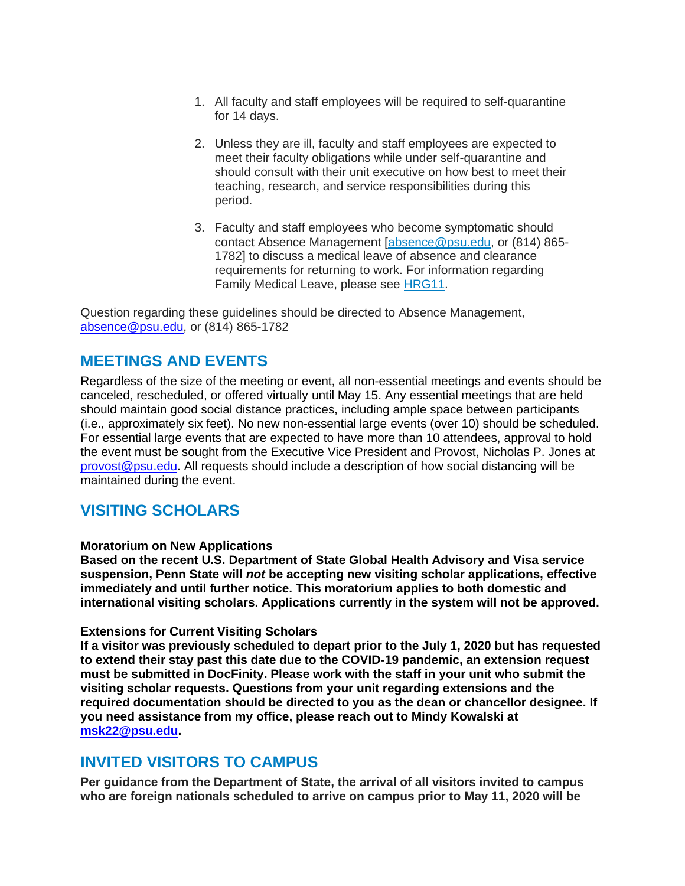1. All faculty and staff employees will be required to self-quarantine for 14 days.

2. Unless they are ill, faculty and staff employees are expected to meet their faculty obligations while under self-quarantine and should consult with their unit executive on how best to meet their teaching, research, and service responsibilities during this period.

3. Faculty and staff employees who become symptomatic should contact Absence Management [absence@psu.edu, or (814) 865-1782] to discuss a medical leave of absence and clearance requirements for returning to work. For information regarding Family Medical Leave, please see HRG11.

Question regarding these guidelines should be directed to Absence Management, absence@psu.edu, or (814) 865-1782

## MEETINGS AND EVENTS

Regardless of the size of the meeting or event, all non-essential meetings and events should be canceled, rescheduled, or offered virtually until May 15. Any essential meetings that are held should maintain good social distance practices, including ample space between participants (i.e., approximately six feet). No new non-essential large events (over 10) should be scheduled. For essential large events that are expected to have more than 10 attendees, approval to hold the event must be sought from the Executive Vice President and Provost, Nicholas P. Jones at provost@psu.edu. All requests should include a description of how social distancing will be maintained during the event.

## VISITING SCHOLARS

**Moratorium on New Applications**

**Based on the recent U.S. Department of State Global Health Advisory and Visa service suspension, Penn State will *not* be accepting new visiting scholar applications, effective immediately and until further notice. This moratorium applies to both domestic and international visiting scholars. Applications currently in the system will not be approved.**

**Extensions for Current Visiting Scholars**

**If a visitor was previously scheduled to depart prior to the July 1, 2020 but has requested to extend their stay past this date due to the COVID-19 pandemic, an extension request must be submitted in DocFinity. Please work with the staff in your unit who submit the visiting scholar requests. Questions from your unit regarding extensions and the required documentation should be directed to you as the dean or chancellor designee. If you need assistance from my office, please reach out to Mindy Kowalski at msk22@psu.edu.**

## INVITED VISITORS TO CAMPUS

**Per guidance from the Department of State, the arrival of all visitors invited to campus who are foreign nationals scheduled to arrive on campus prior to May 11, 2020 will be**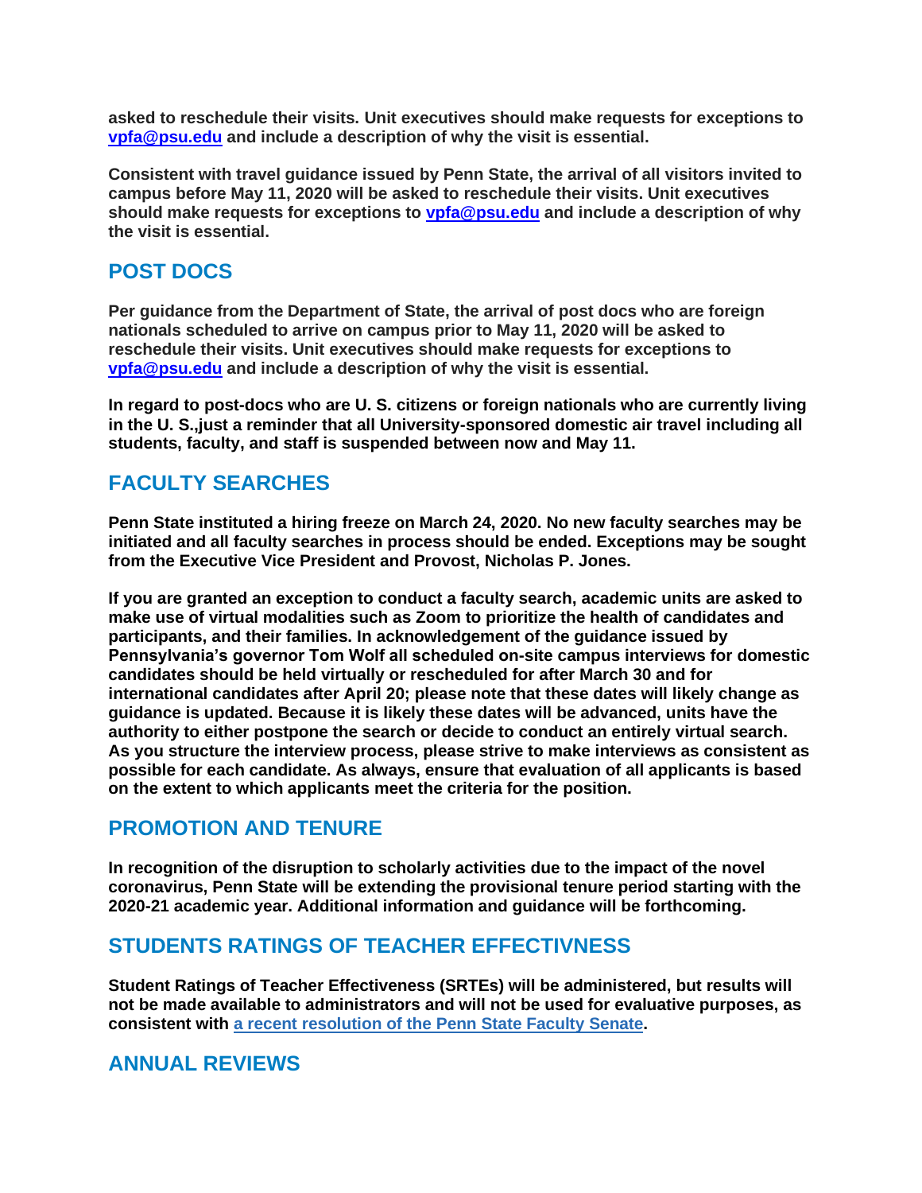**asked to reschedule their visits. Unit executives should make requests for exceptions to [vpfa@psu.edu](mailto:vpfa@psu.edu) and include a description of why the visit is essential.**

**Consistent with travel guidance issued by Penn State, the arrival of all visitors invited to campus before May 11, 2020 will be asked to reschedule their visits. Unit executives should make requests for exceptions to [vpfa@psu.edu](mailto:vpfa@psu.edu) and include a description of why the visit is essential.**

## POST DOCS

**Per guidance from the Department of State, the arrival of post docs who are foreign nationals scheduled to arrive on campus prior to May 11, 2020 will be asked to reschedule their visits. Unit executives should make requests for exceptions to [vpfa@psu.edu](mailto:vpfa@psu.edu) and include a description of why the visit is essential.**

**In regard to post-docs who are U. S. citizens or foreign nationals who are currently living in the U. S.,just a reminder that all University-sponsored domestic air travel including all students, faculty, and staff is suspended between now and May 11.**

## FACULTY SEARCHES

**Penn State instituted a hiring freeze on March 24, 2020. No new faculty searches may be initiated and all faculty searches in process should be ended. Exceptions may be sought from the Executive Vice President and Provost, Nicholas P. Jones.**

**If you are granted an exception to conduct a faculty search, academic units are asked to make use of virtual modalities such as Zoom to prioritize the health of candidates and participants, and their families. In acknowledgement of the guidance issued by Pennsylvania's governor Tom Wolf all scheduled on-site campus interviews for domestic candidates should be held virtually or rescheduled for after March 30 and for international candidates after April 20; please note that these dates will likely change as guidance is updated. Because it is likely these dates will be advanced, units have the authority to either postpone the search or decide to conduct an entirely virtual search. As you structure the interview process, please strive to make interviews as consistent as possible for each candidate. As always, ensure that evaluation of all applicants is based on the extent to which applicants meet the criteria for the position.**

## PROMOTION AND TENURE

**In recognition of the disruption to scholarly activities due to the impact of the novel coronavirus, Penn State will be extending the provisional tenure period starting with the 2020-21 academic year. Additional information and guidance will be forthcoming.**

## STUDENTS RATINGS OF TEACHER EFFECTIVNESS

**Student Ratings of Teacher Effectiveness (SRTEs) will be administered, but results will not be made available to administrators and will not be used for evaluative purposes, as consistent with a recent resolution of the Penn State Faculty Senate.**

## ANNUAL REVIEWS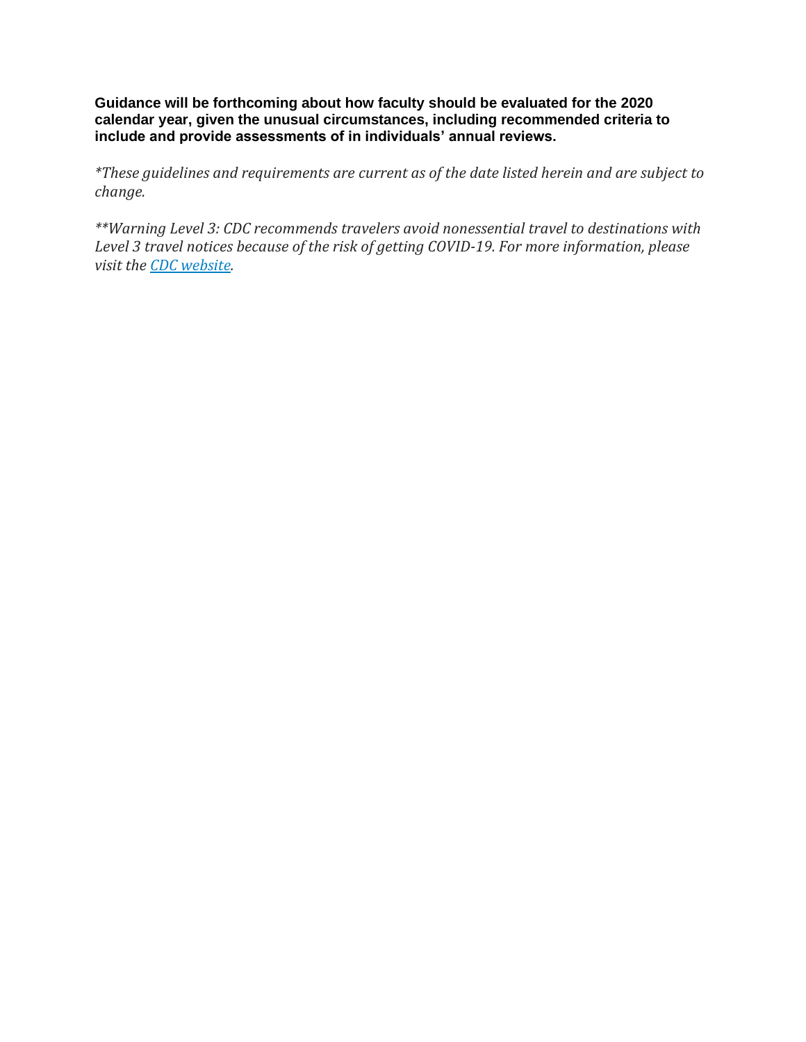**Guidance will be forthcoming about how faculty should be evaluated for the 2020 calendar year, given the unusual circumstances, including recommended criteria to include and provide assessments of in individuals' annual reviews.**

*\*These guidelines and requirements are current as of the date listed herein and are subject to change.*

*\*\*Warning Level 3: CDC recommends travelers avoid nonessential travel to destinations with Level 3 travel notices because of the risk of getting COVID-19. For more information, please visit the [CDC website](#).*